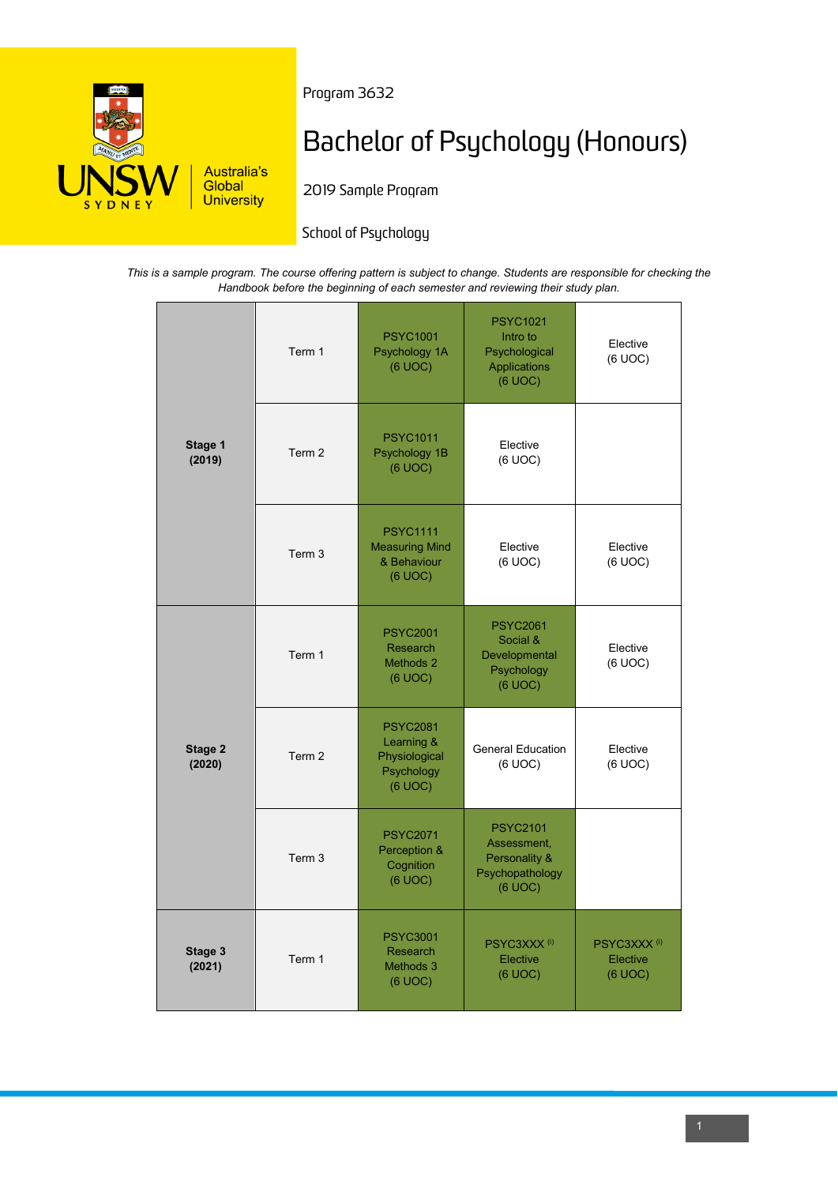Program 3632

# Bachelor of Psychology (Honours)

2019 Sample Program

School of Psychology

*This is a sample program. The course offering pattern is subject to change. Students are responsible for checking the Handbook before the beginning of each semester and reviewing their study plan.*

| Stage | Term | | | |
|---|---|---|---|---|
| **Stage 1 (2019)** | Term 1 | PSYC1001 Psychology 1A (6 UOC) | PSYC1021 Intro to Psychological Applications (6 UOC) | Elective (6 UOC) |
| | Term 2 | PSYC1011 Psychology 1B (6 UOC) | Elective (6 UOC) | |
| | Term 3 | PSYC1111 Measuring Mind & Behaviour (6 UOC) | Elective (6 UOC) | Elective (6 UOC) |
| **Stage 2 (2020)** | Term 1 | PSYC2001 Research Methods 2 (6 UOC) | PSYC2061 Social & Developmental Psychology (6 UOC) | Elective (6 UOC) |
| | Term 2 | PSYC2081 Learning & Physiological Psychology (6 UOC) | General Education (6 UOC) | Elective (6 UOC) |
| | Term 3 | PSYC2071 Perception & Cognition (6 UOC) | PSYC2101 Assessment, Personality & Psychopathology (6 UOC) | |
| **Stage 3 (2021)** | Term 1 | PSYC3001 Research Methods 3 (6 UOC) | PSYC3XXX [i] Elective (6 UOC) | PSYC3XXX [i] Elective (6 UOC) |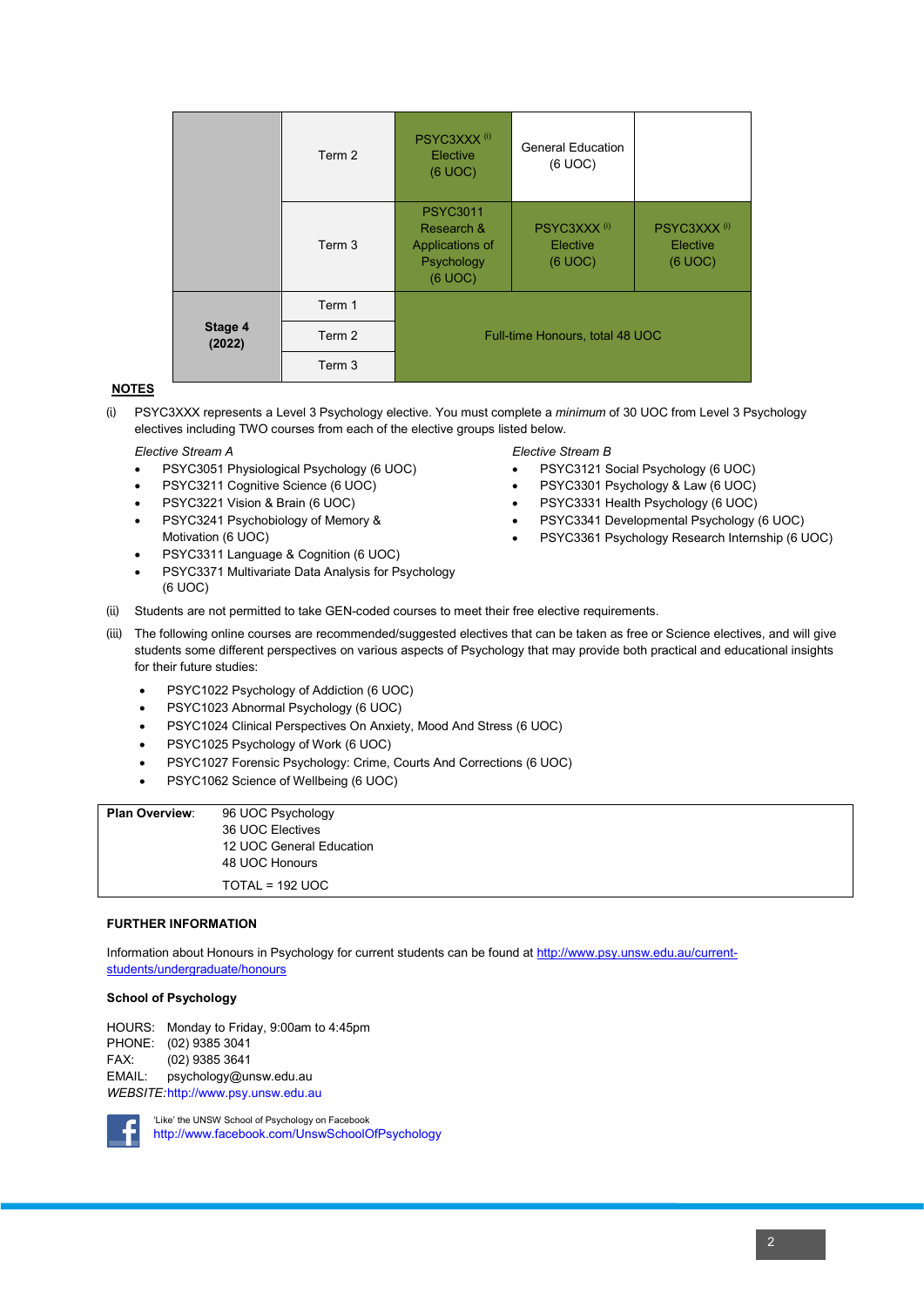| | | | | |
|---|---|---|---|---|
| | Term 2 | PSYC3XXX [(i)] Elective (6 UOC) | General Education (6 UOC) | |
| | Term 3 | PSYC3011 Research & Applications of Psychology (6 UOC) | PSYC3XXX [(i)] Elective (6 UOC) | PSYC3XXX [(i)] Elective (6 UOC) |
| **Stage 4 (2022)** | Term 1 | Full-time Honours, total 48 UOC | | |
| | Term 2 | | | |
| | Term 3 | | | |

**NOTES**

(i) PSYC3XXX represents a Level 3 Psychology elective. You must complete a *minimum* of 30 UOC from Level 3 Psychology electives including TWO courses from each of the elective groups listed below.

*Elective Stream A*

- PSYC3051 Physiological Psychology (6 UOC)
- PSYC3211 Cognitive Science (6 UOC)
- PSYC3221 Vision & Brain (6 UOC)
- PSYC3241 Psychobiology of Memory & Motivation (6 UOC)
- PSYC3311 Language & Cognition (6 UOC)
- PSYC3371 Multivariate Data Analysis for Psychology (6 UOC)

*Elective Stream B*

- PSYC3121 Social Psychology (6 UOC)
- PSYC3301 Psychology & Law (6 UOC)
- PSYC3331 Health Psychology (6 UOC)
- PSYC3341 Developmental Psychology (6 UOC)
- PSYC3361 Psychology Research Internship (6 UOC)

(ii) Students are not permitted to take GEN-coded courses to meet their free elective requirements.

(iii) The following online courses are recommended/suggested electives that can be taken as free or Science electives, and will give students some different perspectives on various aspects of Psychology that may provide both practical and educational insights for their future studies:

- PSYC1022 Psychology of Addiction (6 UOC)
- PSYC1023 Abnormal Psychology (6 UOC)
- PSYC1024 Clinical Perspectives On Anxiety, Mood And Stress (6 UOC)
- PSYC1025 Psychology of Work (6 UOC)
- PSYC1027 Forensic Psychology: Crime, Courts And Corrections (6 UOC)
- PSYC1062 Science of Wellbeing (6 UOC)

| | |
|---|---|
| **Plan Overview**: | 96 UOC Psychology<br>36 UOC Electives<br>12 UOC General Education<br>48 UOC Honours<br>TOTAL = 192 UOC |

**FURTHER INFORMATION**

Information about Honours in Psychology for current students can be found at http://www.psy.unsw.edu.au/current-students/undergraduate/honours

**School of Psychology**

HOURS: Monday to Friday, 9:00am to 4:45pm
PHONE: (02) 9385 3041
FAX: (02) 9385 3641
EMAIL: psychology@unsw.edu.au
*WEBSITE:* http://www.psy.unsw.edu.au

'Like' the UNSW School of Psychology on Facebook
http://www.facebook.com/UnswSchoolOfPsychology